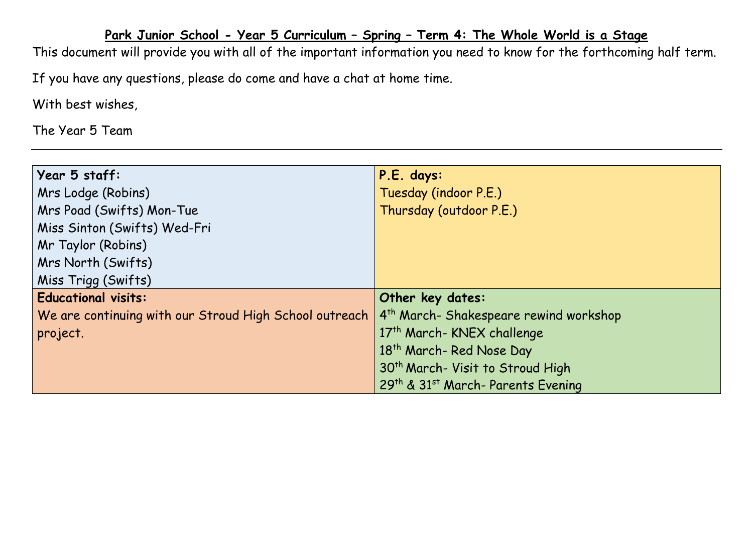# Park Junior School - Year 5 Curriculum – Spring – Term 4: The Whole World is a Stage

This document will provide you with all of the important information you need to know for the forthcoming half term.

If you have any questions, please do come and have a chat at home time.

With best wishes,

The Year 5 Team

---

| **Year 5 staff:** | **P.E. days:** |
|---|---|
| Mrs Lodge (Robins)<br>Mrs Poad (Swifts) Mon-Tue<br>Miss Sinton (Swifts) Wed-Fri<br>Mr Taylor (Robins)<br>Mrs North (Swifts)<br>Miss Trigg (Swifts) | Tuesday (indoor P.E.)<br>Thursday (outdoor P.E.) |
| **Educational visits:** | **Other key dates:** |
| We are continuing with our Stroud High School outreach project. | 4th March- Shakespeare rewind workshop<br>17th March- KNEX challenge<br>18th March- Red Nose Day<br>30th March- Visit to Stroud High<br>29th & 31st March- Parents Evening |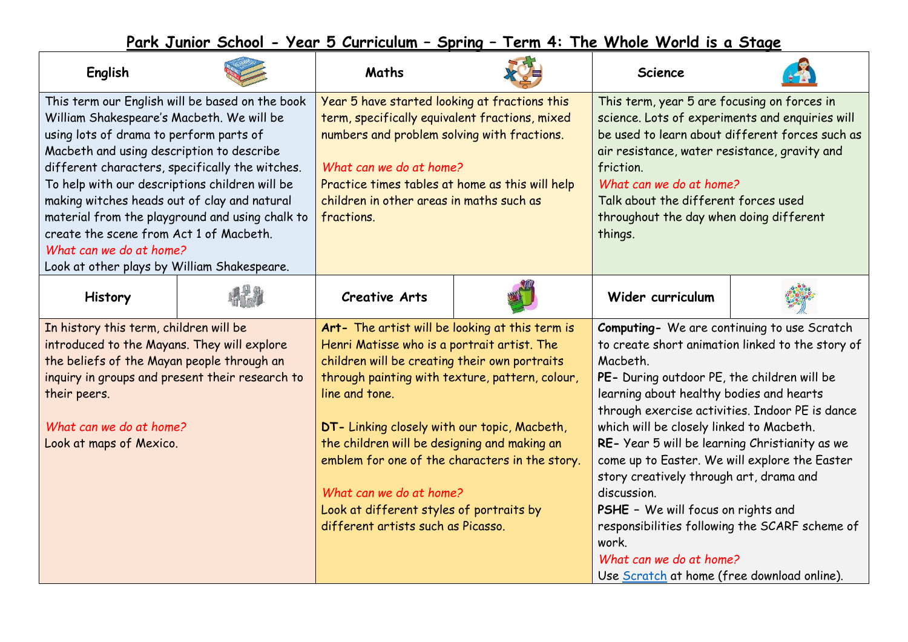# Park Junior School - Year 5 Curriculum – Spring – Term 4: The Whole World is a Stage

## English

This term our English will be based on the book William Shakespeare's Macbeth. We will be using lots of drama to perform parts of Macbeth and using description to describe different characters, specifically the witches. To help with our descriptions children will be making witches heads out of clay and natural material from the playground and using chalk to create the scene from Act 1 of Macbeth.

*What can we do at home?*

Look at other plays by William Shakespeare.

## Maths

Year 5 have started looking at fractions this term, specifically equivalent fractions, mixed numbers and problem solving with fractions.

*What can we do at home?*

Practice times tables at home as this will help children in other areas in maths such as fractions.

## Science

This term, year 5 are focusing on forces in science. Lots of experiments and enquiries will be used to learn about different forces such as air resistance, water resistance, gravity and friction.

*What can we do at home?*

Talk about the different forces used throughout the day when doing different things.

## History

In history this term, children will be introduced to the Mayans. They will explore the beliefs of the Mayan people through an inquiry in groups and present their research to their peers.

*What can we do at home?*

Look at maps of Mexico.

## Creative Arts

**Art-** The artist will be looking at this term is Henri Matisse who is a portrait artist. The children will be creating their own portraits through painting with texture, pattern, colour, line and tone.

**DT-** Linking closely with our topic, Macbeth, the children will be designing and making an emblem for one of the characters in the story.

*What can we do at home?*

Look at different styles of portraits by different artists such as Picasso.

## Wider curriculum

**Computing-** We are continuing to use Scratch to create short animation linked to the story of Macbeth.

**PE-** During outdoor PE, the children will be learning about healthy bodies and hearts through exercise activities. Indoor PE is dance which will be closely linked to Macbeth.

**RE-** Year 5 will be learning Christianity as we come up to Easter. We will explore the Easter story creatively through art, drama and discussion.

**PSHE** – We will focus on rights and responsibilities following the SCARF scheme of work.

*What can we do at home?*

Use Scratch at home (free download online).